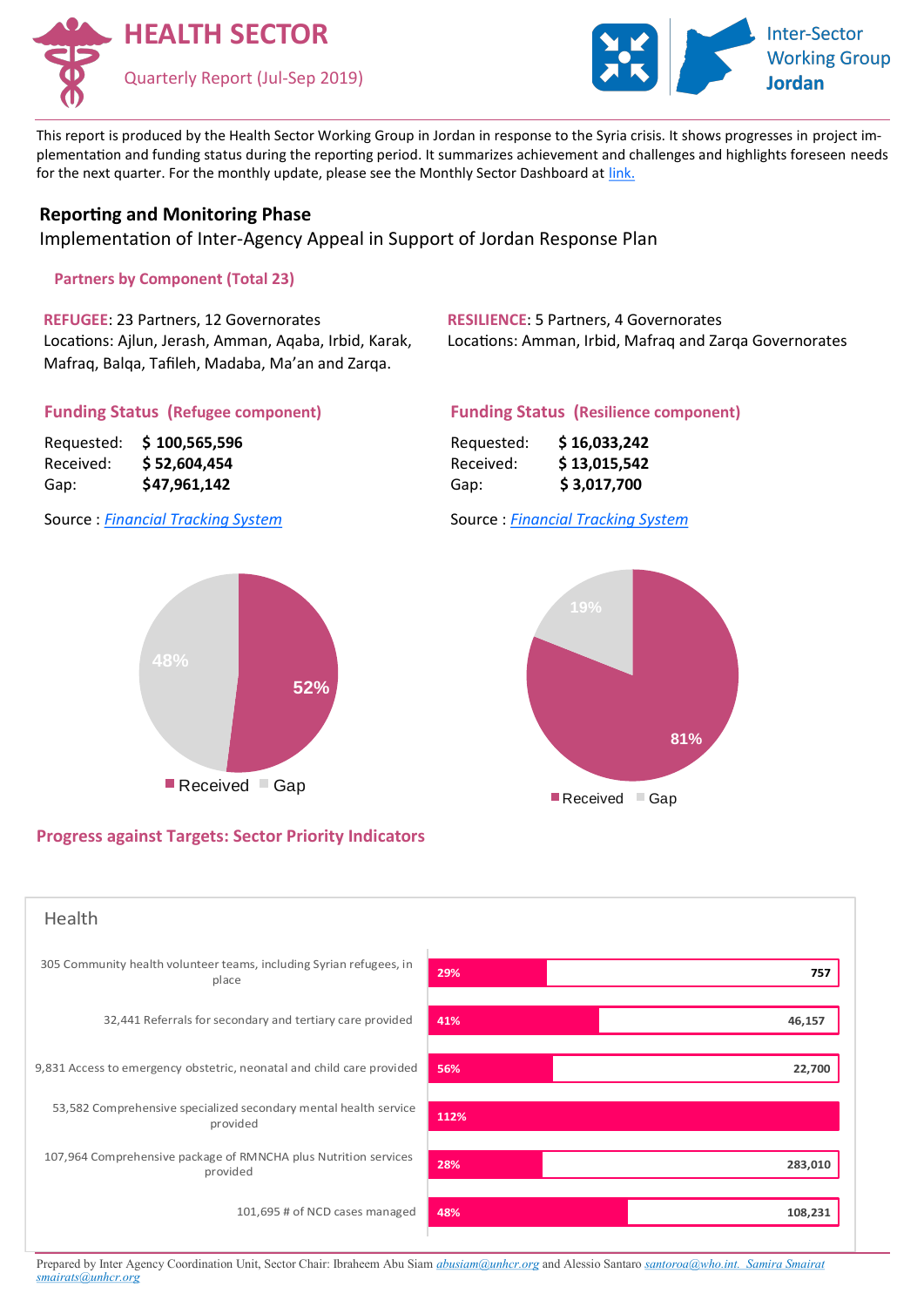# HEALTH SECTOR

Quarterly Report (Jul-Sep 2019)

Inter-Sector Working Group **Jordan**

This report is produced by the Health Sector Working Group in Jordan in response to the Syria crisis. It shows progresses in project implementation and funding status during the reporting period. It summarizes achievement and challenges and highlights foreseen needs for the next quarter. For the monthly update, please see the Monthly Sector Dashboard at link.

## Reporting and Monitoring Phase

Implementation of Inter-Agency Appeal in Support of Jordan Response Plan

### Partners by Component (Total 23)

**REFUGEE**: 23 Partners, 12 Governorates
Locations: Ajlun, Jerash, Amman, Aqaba, Irbid, Karak, Mafraq, Balqa, Tafileh, Madaba, Ma'an and Zarqa.

**RESILIENCE**: 5 Partners, 4 Governorates
Locations: Amman, Irbid, Mafraq and Zarqa Governorates

### Funding Status (Refugee component)

| | |
|---|---|
| Requested: | **$ 100,565,596** |
| Received: | **$ 52,604,454** |
| Gap: | **$47,961,142** |

Source : *Financial Tracking System*

Received: 52%, Gap: 48%

### Funding Status (Resilience component)

| | |
|---|---|
| Requested: | **$ 16,033,242** |
| Received: | **$ 13,015,542** |
| Gap: | **$ 3,017,700** |

Source : *Financial Tracking System*

Received: 81%, Gap: 19%

### Progress against Targets: Sector Priority Indicators

**Health**

| Indicator | Progress | Target |
|---|---|---|
| 305 Community health volunteer teams, including Syrian refugees, in place | 29% | 757 |
| 32,441 Referrals for secondary and tertiary care provided | 41% | 46,157 |
| 9,831 Access to emergency obstetric, neonatal and child care provided | 56% | 22,700 |
| 53,582 Comprehensive specialized secondary mental health service provided | 112% | |
| 107,964 Comprehensive package of RMNCHA plus Nutrition services provided | 28% | 283,010 |
| 101,695 # of NCD cases managed | 48% | 108,231 |

Prepared by Inter Agency Coordination Unit, Sector Chair: Ibraheem Abu Siam *abusiam@unhcr.org* and Alessio Santaro *santoroa@who.int.* *Samira Smairat smairats@unhcr.org*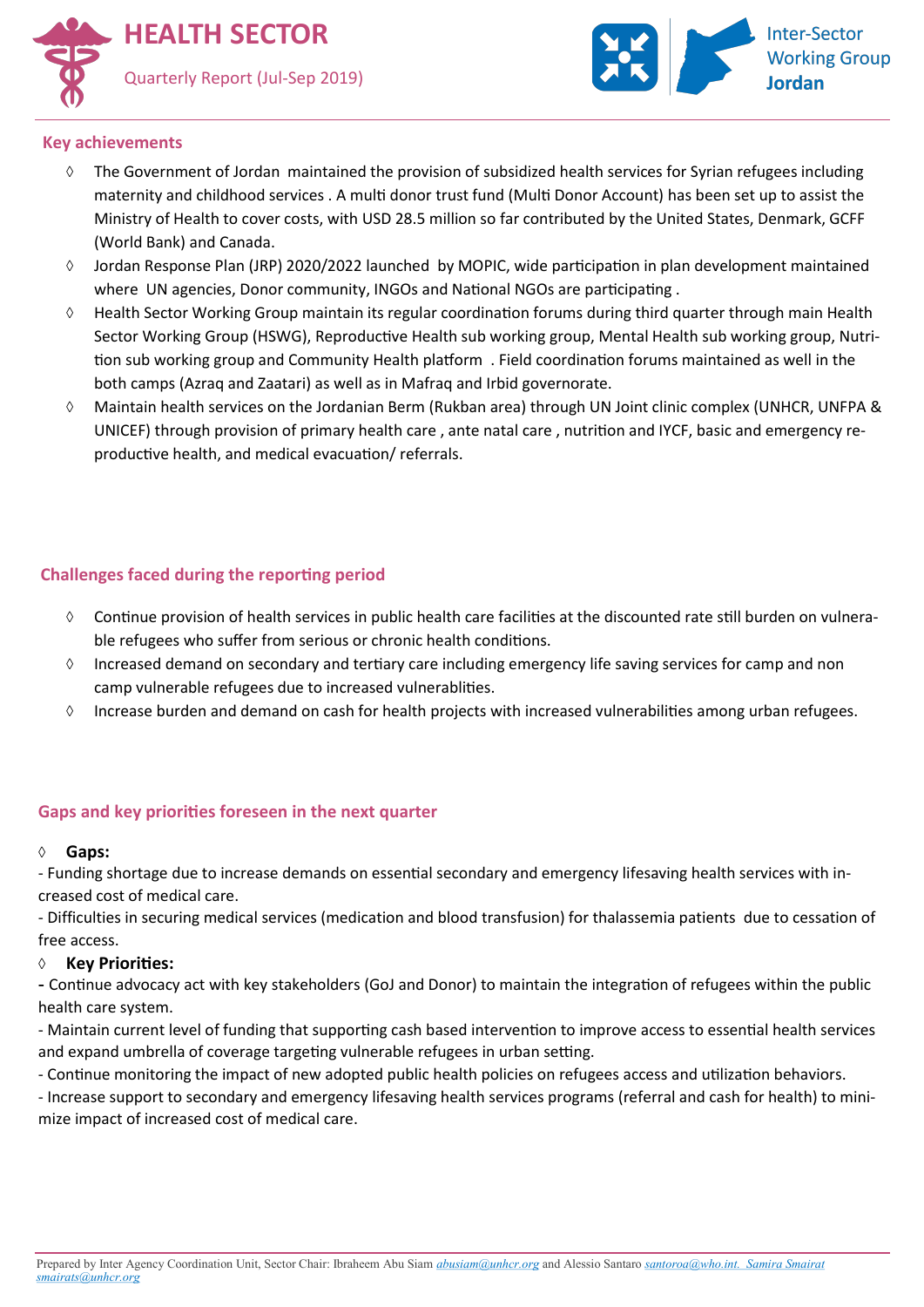# HEALTH SECTOR

Quarterly Report (Jul-Sep 2019)

Inter-Sector Working Group **Jordan**

## Key achievements

- The Government of Jordan maintained the provision of subsidized health services for Syrian refugees including maternity and childhood services . A multi donor trust fund (Multi Donor Account) has been set up to assist the Ministry of Health to cover costs, with USD 28.5 million so far contributed by the United States, Denmark, GCFF (World Bank) and Canada.
- Jordan Response Plan (JRP) 2020/2022 launched by MOPIC, wide participation in plan development maintained where UN agencies, Donor community, INGOs and National NGOs are participating .
- Health Sector Working Group maintain its regular coordination forums during third quarter through main Health Sector Working Group (HSWG), Reproductive Health sub working group, Mental Health sub working group, Nutrition sub working group and Community Health platform . Field coordination forums maintained as well in the both camps (Azraq and Zaatari) as well as in Mafraq and Irbid governorate.
- Maintain health services on the Jordanian Berm (Rukban area) through UN Joint clinic complex (UNHCR, UNFPA & UNICEF) through provision of primary health care , ante natal care , nutrition and IYCF, basic and emergency reproductive health, and medical evacuation/ referrals.

## Challenges faced during the reporting period

- Continue provision of health services in public health care facilities at the discounted rate still burden on vulnerable refugees who suffer from serious or chronic health conditions.
- Increased demand on secondary and tertiary care including emergency life saving services for camp and non camp vulnerable refugees due to increased vulnerablities.
- Increase burden and demand on cash for health projects with increased vulnerabilities among urban refugees.

## Gaps and key priorities foreseen in the next quarter

◊ **Gaps:**

- Funding shortage due to increase demands on essential secondary and emergency lifesaving health services with increased cost of medical care.
- Difficulties in securing medical services (medication and blood transfusion) for thalassemia patients due to cessation of free access.

◊ **Key Priorities:**

- Continue advocacy act with key stakeholders (GoJ and Donor) to maintain the integration of refugees within the public health care system.
- Maintain current level of funding that supporting cash based intervention to improve access to essential health services and expand umbrella of coverage targeting vulnerable refugees in urban setting.
- Continue monitoring the impact of new adopted public health policies on refugees access and utilization behaviors.
- Increase support to secondary and emergency lifesaving health services programs (referral and cash for health) to minimize impact of increased cost of medical care.

Prepared by Inter Agency Coordination Unit, Sector Chair: Ibraheem Abu Siam *abusiam@unhcr.org* and Alessio Santaro *santoroa@who.int. Samira Smairat smairats@unhcr.org*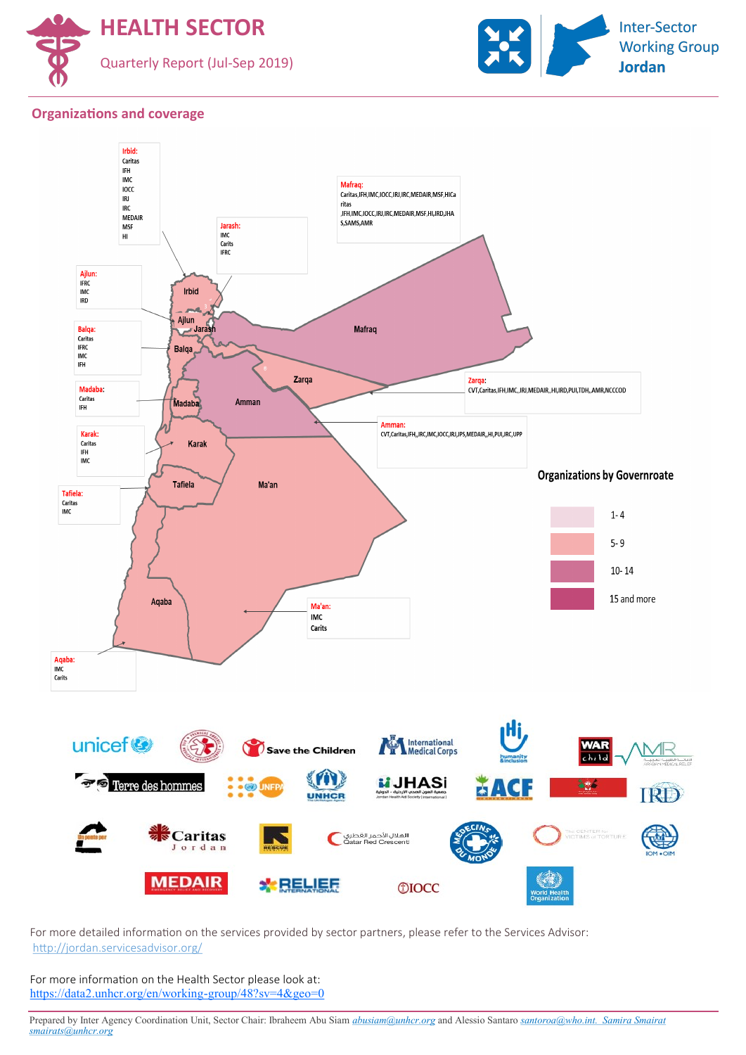# HEALTH SECTOR

Quarterly Report (Jul-Sep 2019)

Inter-Sector Working Group **Jordan**

## Organizations and coverage

Irbid:
Caritas
IFH
IMC
IOCC
IRJ
IRC
MEDAIR
MSF
HI

Mafraq:
Caritas,IFH,IMC,IOCC,IRJ,IRC,MEDAIR,MSF,HICaritas
,IFH,IMC,IOCC,IRJ,IRC,MEDAIR,MSF,HI,IRD,JHAS,SAMS,AMR

Jarash:
IMC
Carits
IFRC

Ajlun:
IFRC
IMC
IRD

Balqa:
Caritas
IFRC
IMC
IFH

Madaba:
Caritas
IFH

Zarqa:
CVT,Caritas,IFH,IMC,,IRJ.MEDAIR,,HI,IRD,PUI,TDH,,AMR,NCCCOD

Amman:
CVT,Caritas,IFH,,IRC,IMC,IOCC,IRJ,IPS,MEDAIR,,HI,PUI,IRC,UPP

Karak:
Caritas
IFH
IMC

Tafiela:
Caritas
IMC

Ma'an:
IMC
Carits

Aqaba:
IMC
Carits

Irbid
Ajlun
Jarash
Balqa
Madaba
Amman
Zarqa
Mafraq
Karak
Tafiela
Ma'an
Aqaba

**Organizations by Governroate**

1- 4
5- 9
10- 14
15 and more

For more detailed information on the services provided by sector partners, please refer to the Services Advisor:
http://jordan.servicesadvisor.org/

For more information on the Health Sector please look at:
https://data2.unhcr.org/en/working-group/48?sv=4&geo=0

Prepared by Inter Agency Coordination Unit, Sector Chair: Ibraheem Abu Siam *abusiam@unhcr.org* and Alessio Santaro *santoroa@who.int. Samira Smairat smairats@unhcr.org*